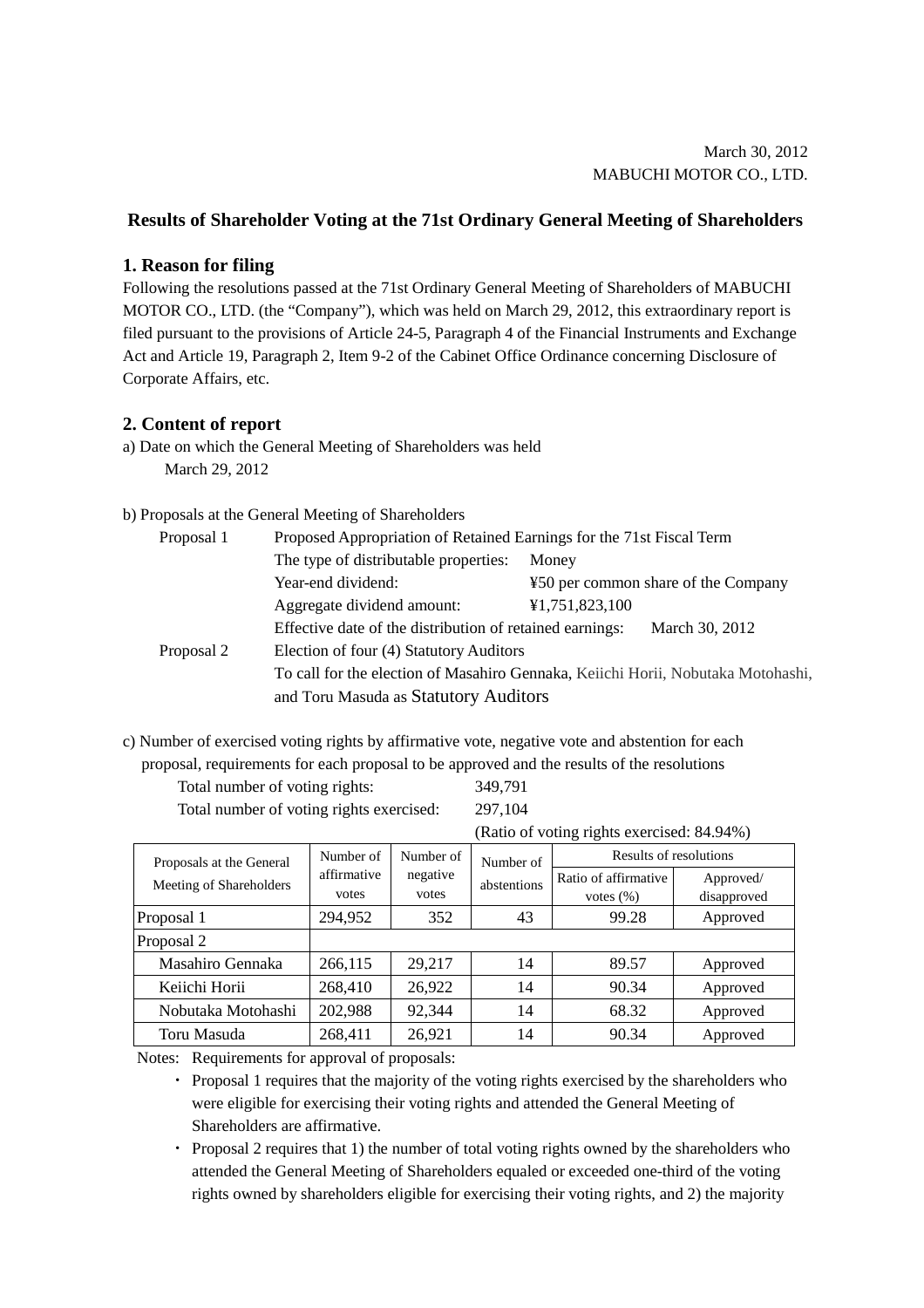March 30, 2012

MABUCHI MOTOR CO., LTD.

# Results of Shareholder Voting at the 71st Ordinary General Meeting of Shareholders

## 1. Reason for filing

Following the resolutions passed at the 71st Ordinary General Meeting of Shareholders of MABUCHI MOTOR CO., LTD. (the "Company"), which was held on March 29, 2012, this extraordinary report is filed pursuant to the provisions of Article 24-5, Paragraph 4 of the Financial Instruments and Exchange Act and Article 19, Paragraph 2, Item 9-2 of the Cabinet Office Ordinance concerning Disclosure of Corporate Affairs, etc.

## 2. Content of report

a) Date on which the General Meeting of Shareholders was held

March 29, 2012

b) Proposals at the General Meeting of Shareholders

Proposal 1 Proposed Appropriation of Retained Earnings for the 71st Fiscal Term

- The type of distributable properties: Money
- Year-end dividend: ¥50 per common share of the Company
- Aggregate dividend amount: ¥1,751,823,100
- Effective date of the distribution of retained earnings: March 30, 2012

Proposal 2 Election of four (4) Statutory Auditors

To call for the election of Masahiro Gennaka, Keiichi Horii, Nobutaka Motohashi, and Toru Masuda as Statutory Auditors

c) Number of exercised voting rights by affirmative vote, negative vote and abstention for each proposal, requirements for each proposal to be approved and the results of the resolutions

Total number of voting rights: 349,791

Total number of voting rights exercised: 297,104

(Ratio of voting rights exercised: 84.94%)

| Proposals at the General Meeting of Shareholders | Number of affirmative votes | Number of negative votes | Number of abstentions | Results of resolutions | |
|---|---|---|---|---|---|
| | | | | Ratio of affirmative votes (%) | Approved/ disapproved |
| Proposal 1 | 294,952 | 352 | 43 | 99.28 | Approved |
| Proposal 2 | | | | | |
| Masahiro Gennaka | 266,115 | 29,217 | 14 | 89.57 | Approved |
| Keiichi Horii | 268,410 | 26,922 | 14 | 90.34 | Approved |
| Nobutaka Motohashi | 202,988 | 92,344 | 14 | 68.32 | Approved |
| Toru Masuda | 268,411 | 26,921 | 14 | 90.34 | Approved |

Notes: Requirements for approval of proposals:

- Proposal 1 requires that the majority of the voting rights exercised by the shareholders who were eligible for exercising their voting rights and attended the General Meeting of Shareholders are affirmative.
- Proposal 2 requires that 1) the number of total voting rights owned by the shareholders who attended the General Meeting of Shareholders equaled or exceeded one-third of the voting rights owned by shareholders eligible for exercising their voting rights, and 2) the majority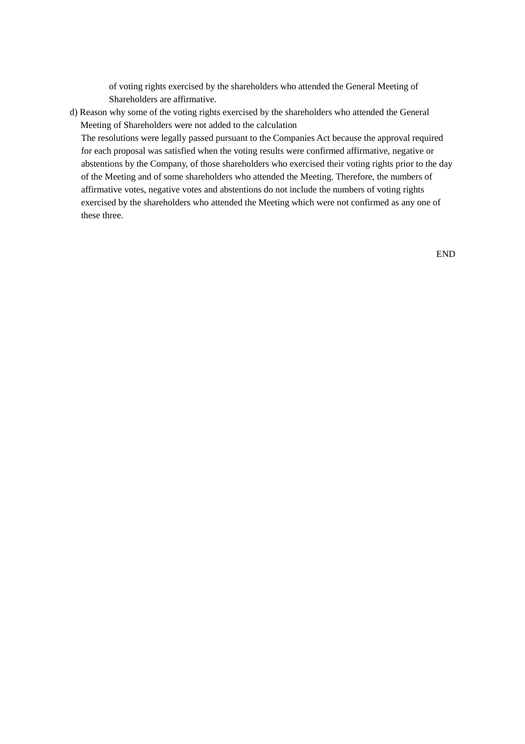of voting rights exercised by the shareholders who attended the General Meeting of Shareholders are affirmative.

d) Reason why some of the voting rights exercised by the shareholders who attended the General Meeting of Shareholders were not added to the calculation

The resolutions were legally passed pursuant to the Companies Act because the approval required for each proposal was satisfied when the voting results were confirmed affirmative, negative or abstentions by the Company, of those shareholders who exercised their voting rights prior to the day of the Meeting and of some shareholders who attended the Meeting. Therefore, the numbers of affirmative votes, negative votes and abstentions do not include the numbers of voting rights exercised by the shareholders who attended the Meeting which were not confirmed as any one of these three.

END